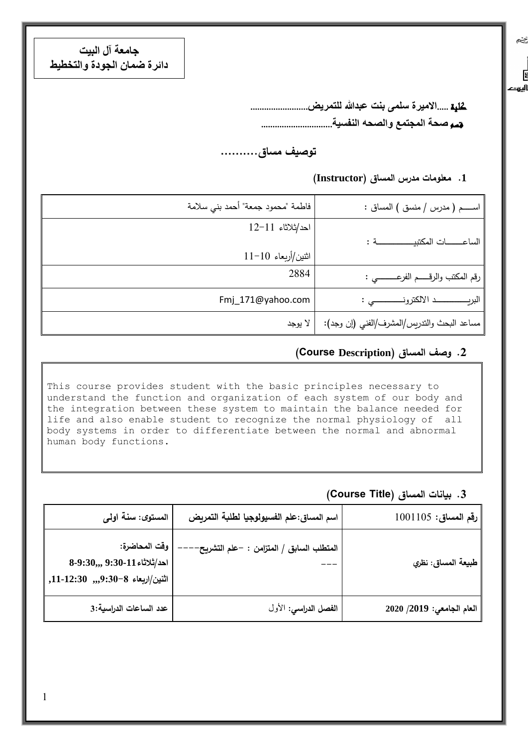**جامعة آل البيت**
**دائرة ضمان الجودة والتخطيط**

**كلية .....الاميرة سلمى بنت عبدالله للتمريض.........................**

**قسم صحة المجتمع والصحه النفسية..............................**

## توصيف مساق..........

### 1. معلومات مدرس المساق (Instructor)

| | |
|---|---|
| اســــم ( مدرس / منسق ) المساق : | فاطمة "محمود جمعة" أحمد بني سلامة |
| الساعـــــات المكتبيـــــــــــة : | احد/ثلاثاء 11-12<br>اثنين/أربعاء 10-11 |
| رقم المكتب والرقـــم الفرعـــــي : | 2884 |
| البريـــــــــد الالكترونــــــــي : | Fmj_171@yahoo.com |
| مساعد البحث والتدريس/المشرف/الفني (إن وجد): | لا يوجد |

### 2. وصف المساق (Course Description)

```
This course provides student with the basic principles necessary to
understand the function and organization of each system of our body and
the integration between these system to maintain the balance needed for
life and also enable student to recognize the normal physiology of  all
body systems in order to differentiate between the normal and abnormal
human body functions.
```

### 3. بيانات المساق (Course Title)

| | | |
|---|---|---|
| **رقم المساق:** 1001105 | **اسم المساق:علم الفسيولوجيا لطلبة التمريض** | **المستوى: سنة اولى** |
| **طبيعة المساق: نظري** | **المتطلب السابق / المتزامن : -علم التشريح-------** | **وقت المحاضرة:**<br>**احد/ثلاثاء11-9:30 ,,,9:30-8**<br>**اثنين/اربعاء 8-9:30 ,,, 11-12:30,** |
| **العام الجامعي: 2019/ 2020** | **الفصل الدراسي:** الأول | **عدد الساعات الدراسية:3** |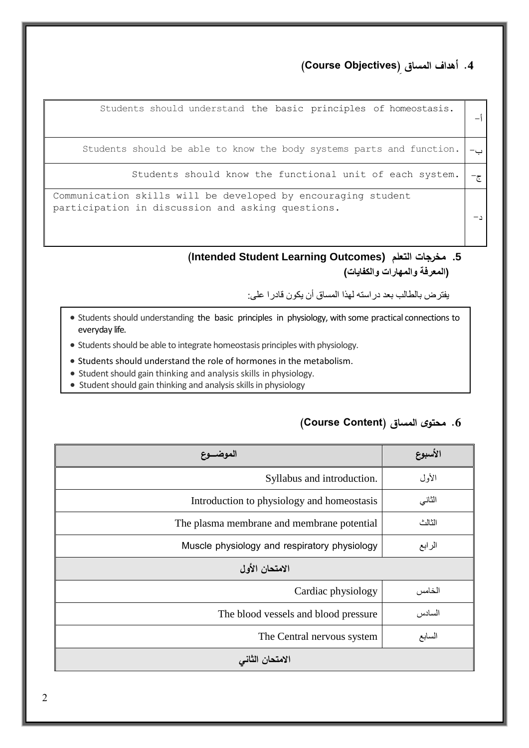## 4. أهداف المساقِ (Course Objectives)

| | |
|---|---|
| أ- | Students should understand the basic principles of homeostasis. |
| ب- | Students should be able to know the body systems parts and function. |
| ج- | Students should know the functional unit of each system. |
| د- | Communication skills will be developed by encouraging student participation in discussion and asking questions. |

## 5. مخرجات التعلم (Intended Student Learning Outcomes)
### (المعرفة والمهارات والكفايات)

يفترض بالطالب بعد دراسته لهذا المساق أن يكون قادرا على:

- Students should understanding the basic principles in physiology, with some practical connections to everyday life.
- Students should be able to integrate homeostasis principles with physiology.
- Students should understand the role of hormones in the metabolism.
- Student should gain thinking and analysis skills in physiology.
- Student should gain thinking and analysis skills in physiology

## 6. محتوى المساق (Course Content)

| الأسبوع | الموضــوع |
|---|---|
| الأول | Syllabus and introduction. |
| الثاني | Introduction to physiology and homeostasis |
| الثالث | The plasma membrane and membrane potential |
| الرابع | Muscle physiology and respiratory physiology |
| الامتحان الأول | |
| الخامس | Cardiac physiology |
| السادس | The blood vessels and blood pressure |
| السابع | The Central nervous system |
| الامتحان الثاني | |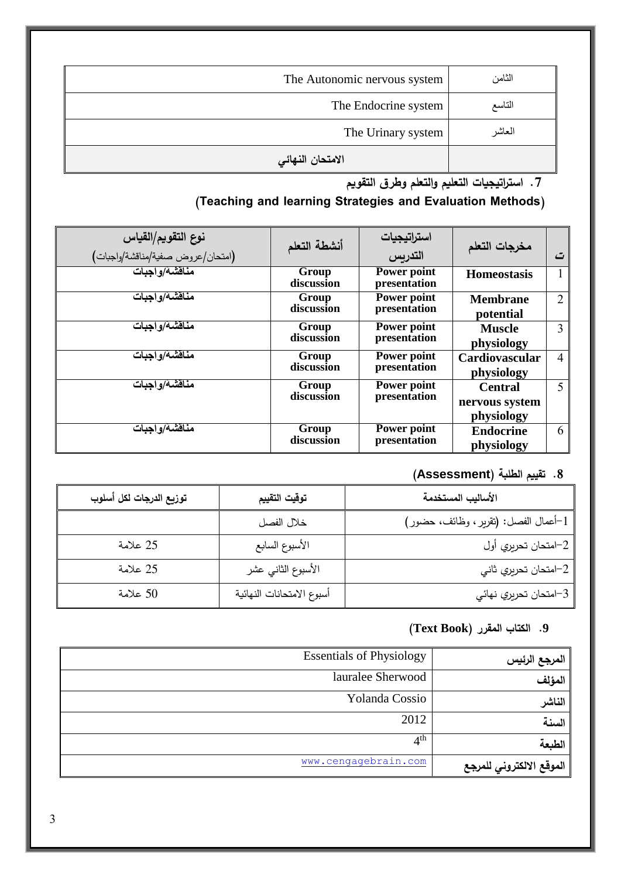| | |
|---|---|
| الثامن | The Autonomic nervous system |
| التاسع | The Endocrine system |
| العاشر | The Urinary system |
| | **الامتحان النهائي** |

## 7. استراتيجيات التعليم والتعلم وطرق التقويم
## (Teaching and learning Strategies and Evaluation Methods)

| ت | مخرجات التعلم | استراتيجيات التدريس | أنشطة التعلم | نوع التقويم/القياس (امتحان/عروض صفية/مناقشة/واجبات) |
|---|---|---|---|---|
| 1 | **Homeostasis** | **Power point presentation** | **Group discussion** | **مناقشه/واجبات** |
| 2 | **Membrane potential** | **Power point presentation** | **Group discussion** | **مناقشه/واجبات** |
| 3 | **Muscle physiology** | **Power point presentation** | **Group discussion** | **مناقشه/واجبات** |
| 4 | **Cardiovascular physiology** | **Power point presentation** | **Group discussion** | **مناقشه/واجبات** |
| 5 | **Central nervous system physiology** | **Power point presentation** | **Group discussion** | **مناقشه/واجبات** |
| 6 | **Endocrine physiology** | **Power point presentation** | **Group discussion** | **مناقشه/واجبات** |

## 8. تقييم الطلبة (Assessment)

| الأساليب المستخدمة | توقيت التقييم | توزيع الدرجات لكل أسلوب |
|---|---|---|
| 1-أعمال الفصل: (تقرير، وظائف، حضور) | خلال الفصل | |
| 2-امتحان تحريري أول | الأسبوع السابع | 25 علامة |
| 2-امتحان تحريري ثاني | الأسبوع الثاني عشر | 25 علامة |
| 3-امتحان تحريري نهائي | أسبوع الامتحانات النهائية | 50 علامة |

## 9. الكتاب المقرر (Text Book)

| | |
|---|---|
| **المرجع الرئيس** | Essentials of Physiology |
| **المؤلف** | lauralee Sherwood |
| **الناشر** | Yolanda Cossio |
| **السنة** | 2012 |
| **الطبعة** | 4th |
| **الموقع الالكتروني للمرجع** | www.cengagebrain.com |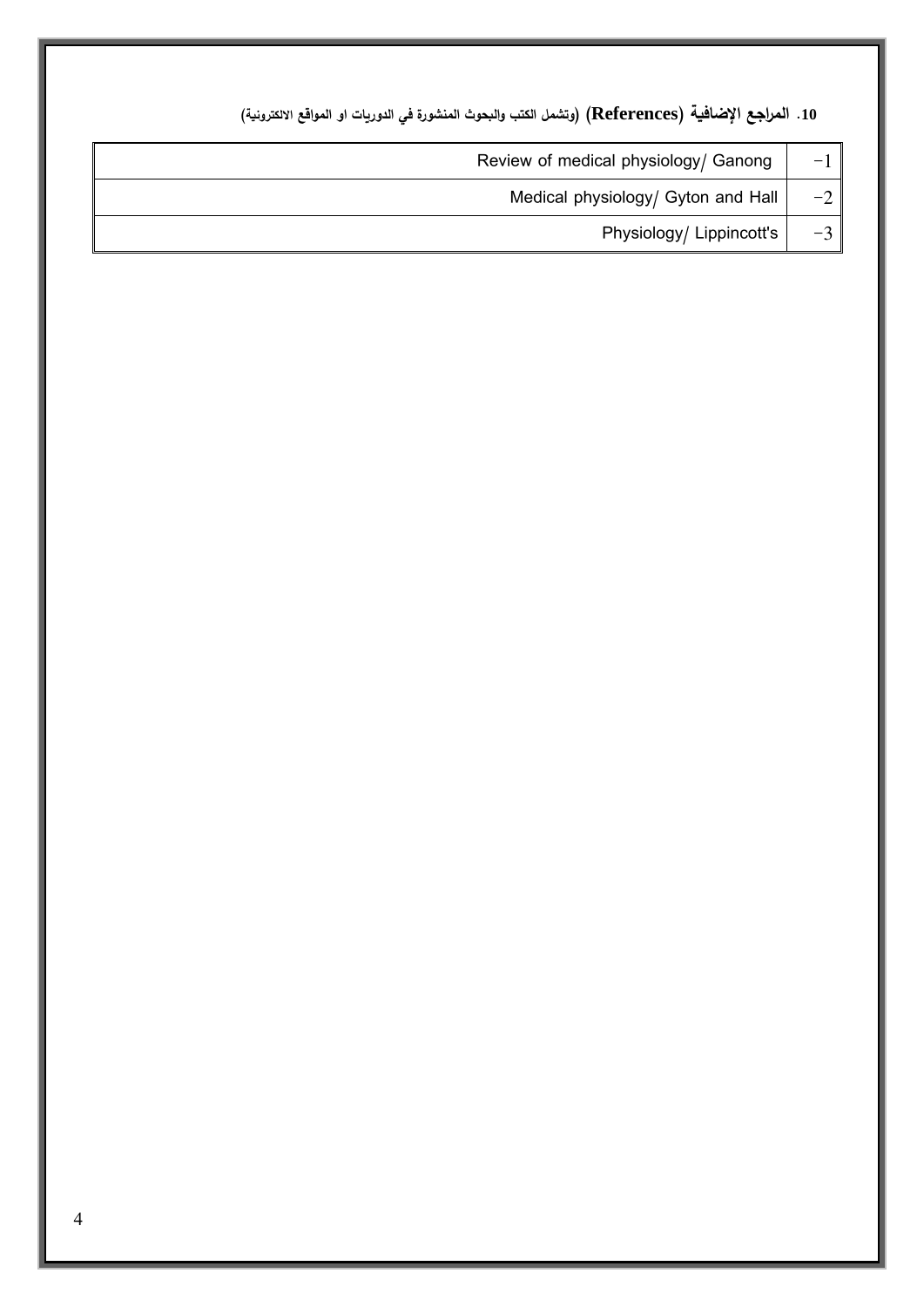## 10. المراجع الإضافية (References) (وتشمل الكتب والبحوث المنشورة في الدوريات او المواقع الالكترونية)

| | |
|---|---|
| -1 | Review of medical physiology/ Ganong |
| -2 | Medical physiology/ Gyton and Hall |
| -3 | Physiology/ Lippincott's |